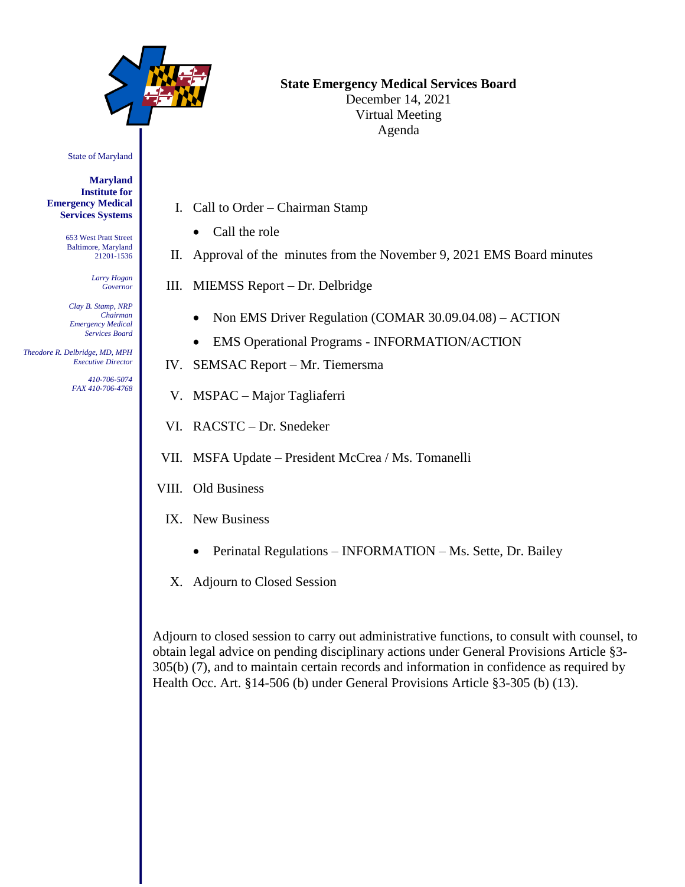State of Maryland

**Maryland Institute for Emergency Medical Services Systems**

653 West Pratt Street
Baltimore, Maryland
21201-1536

*Larry Hogan*
*Governor*

*Clay B. Stamp, NRP*
*Chairman*
*Emergency Medical Services Board*

*Theodore R. Delbridge, MD, MPH*
*Executive Director*

*410-706-5074*
*FAX 410-706-4768*

**State Emergency Medical Services Board**
December 14, 2021
Virtual Meeting
Agenda

I. Call to Order – Chairman Stamp
   - Call the role

II. Approval of the minutes from the November 9, 2021 EMS Board minutes

III. MIEMSS Report – Dr. Delbridge
   - Non EMS Driver Regulation (COMAR 30.09.04.08) – ACTION
   - EMS Operational Programs - INFORMATION/ACTION

IV. SEMSAC Report – Mr. Tiemersma

V. MSPAC – Major Tagliaferri

VI. RACSTC – Dr. Snedeker

VII. MSFA Update – President McCrea / Ms. Tomanelli

VIII. Old Business

IX. New Business
   - Perinatal Regulations – INFORMATION – Ms. Sette, Dr. Bailey

X. Adjourn to Closed Session

Adjourn to closed session to carry out administrative functions, to consult with counsel, to obtain legal advice on pending disciplinary actions under General Provisions Article §3-305(b) (7), and to maintain certain records and information in confidence as required by Health Occ. Art. §14-506 (b) under General Provisions Article §3-305 (b) (13).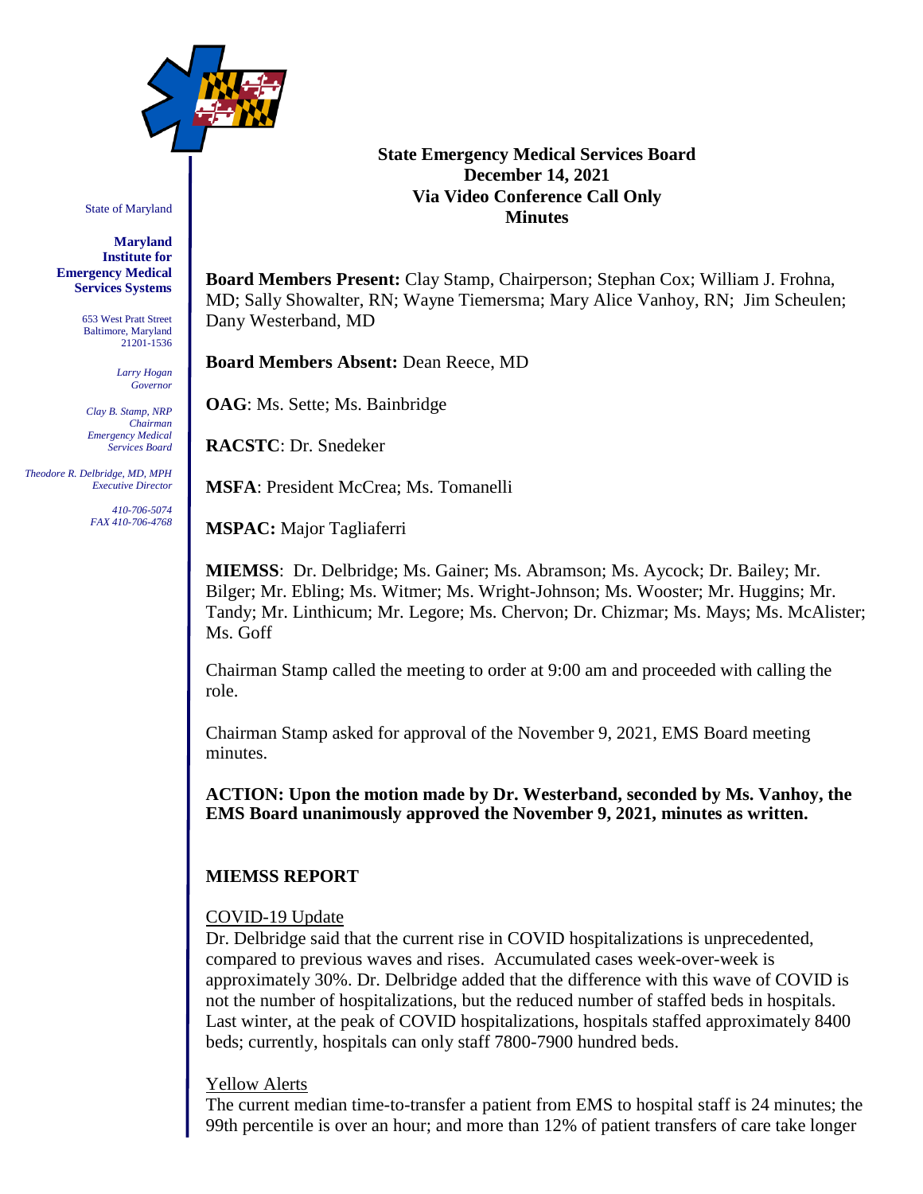State of Maryland

**Maryland Institute for Emergency Medical Services Systems**

653 West Pratt Street
Baltimore, Maryland
21201-1536

*Larry Hogan*
*Governor*

*Clay B. Stamp, NRP*
*Chairman*
*Emergency Medical Services Board*

*Theodore R. Delbridge, MD, MPH*
*Executive Director*

*410-706-5074*
*FAX 410-706-4768*

**State Emergency Medical Services Board**
**December 14, 2021**
**Via Video Conference Call Only**
**Minutes**

**Board Members Present:** Clay Stamp, Chairperson; Stephan Cox; William J. Frohna, MD; Sally Showalter, RN; Wayne Tiemersma; Mary Alice Vanhoy, RN; Jim Scheulen; Dany Westerband, MD

**Board Members Absent:** Dean Reece, MD

**OAG**: Ms. Sette; Ms. Bainbridge

**RACSTC**: Dr. Snedeker

**MSFA**: President McCrea; Ms. Tomanelli

**MSPAC:** Major Tagliaferri

**MIEMSS**: Dr. Delbridge; Ms. Gainer; Ms. Abramson; Ms. Aycock; Dr. Bailey; Mr. Bilger; Mr. Ebling; Ms. Witmer; Ms. Wright-Johnson; Ms. Wooster; Mr. Huggins; Mr. Tandy; Mr. Linthicum; Mr. Legore; Ms. Chervon; Dr. Chizmar; Ms. Mays; Ms. McAlister; Ms. Goff

Chairman Stamp called the meeting to order at 9:00 am and proceeded with calling the role.

Chairman Stamp asked for approval of the November 9, 2021, EMS Board meeting minutes.

**ACTION: Upon the motion made by Dr. Westerband, seconded by Ms. Vanhoy, the EMS Board unanimously approved the November 9, 2021, minutes as written.**

## MIEMSS REPORT

COVID-19 Update

Dr. Delbridge said that the current rise in COVID hospitalizations is unprecedented, compared to previous waves and rises. Accumulated cases week-over-week is approximately 30%. Dr. Delbridge added that the difference with this wave of COVID is not the number of hospitalizations, but the reduced number of staffed beds in hospitals. Last winter, at the peak of COVID hospitalizations, hospitals staffed approximately 8400 beds; currently, hospitals can only staff 7800-7900 hundred beds.

Yellow Alerts

The current median time-to-transfer a patient from EMS to hospital staff is 24 minutes; the 99th percentile is over an hour; and more than 12% of patient transfers of care take longer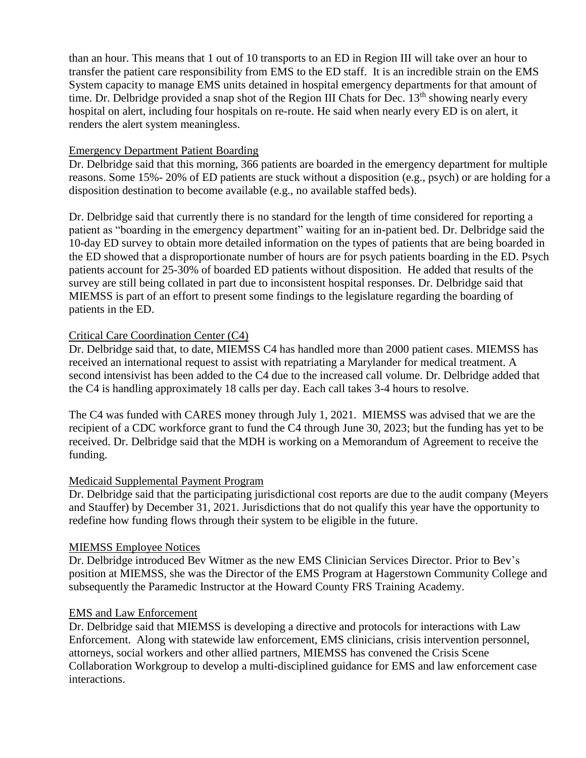than an hour. This means that 1 out of 10 transports to an ED in Region III will take over an hour to transfer the patient care responsibility from EMS to the ED staff. It is an incredible strain on the EMS System capacity to manage EMS units detained in hospital emergency departments for that amount of time. Dr. Delbridge provided a snap shot of the Region III Chats for Dec. 13th showing nearly every hospital on alert, including four hospitals on re-route. He said when nearly every ED is on alert, it renders the alert system meaningless.

Emergency Department Patient Boarding

Dr. Delbridge said that this morning, 366 patients are boarded in the emergency department for multiple reasons. Some 15%- 20% of ED patients are stuck without a disposition (e.g., psych) or are holding for a disposition destination to become available (e.g., no available staffed beds).

Dr. Delbridge said that currently there is no standard for the length of time considered for reporting a patient as "boarding in the emergency department" waiting for an in-patient bed. Dr. Delbridge said the 10-day ED survey to obtain more detailed information on the types of patients that are being boarded in the ED showed that a disproportionate number of hours are for psych patients boarding in the ED. Psych patients account for 25-30% of boarded ED patients without disposition. He added that results of the survey are still being collated in part due to inconsistent hospital responses. Dr. Delbridge said that MIEMSS is part of an effort to present some findings to the legislature regarding the boarding of patients in the ED.

Critical Care Coordination Center (C4)

Dr. Delbridge said that, to date, MIEMSS C4 has handled more than 2000 patient cases. MIEMSS has received an international request to assist with repatriating a Marylander for medical treatment. A second intensivist has been added to the C4 due to the increased call volume. Dr. Delbridge added that the C4 is handling approximately 18 calls per day. Each call takes 3-4 hours to resolve.

The C4 was funded with CARES money through July 1, 2021. MIEMSS was advised that we are the recipient of a CDC workforce grant to fund the C4 through June 30, 2023; but the funding has yet to be received. Dr. Delbridge said that the MDH is working on a Memorandum of Agreement to receive the funding.

Medicaid Supplemental Payment Program

Dr. Delbridge said that the participating jurisdictional cost reports are due to the audit company (Meyers and Stauffer) by December 31, 2021. Jurisdictions that do not qualify this year have the opportunity to redefine how funding flows through their system to be eligible in the future.

MIEMSS Employee Notices

Dr. Delbridge introduced Bev Witmer as the new EMS Clinician Services Director. Prior to Bev's position at MIEMSS, she was the Director of the EMS Program at Hagerstown Community College and subsequently the Paramedic Instructor at the Howard County FRS Training Academy.

EMS and Law Enforcement

Dr. Delbridge said that MIEMSS is developing a directive and protocols for interactions with Law Enforcement. Along with statewide law enforcement, EMS clinicians, crisis intervention personnel, attorneys, social workers and other allied partners, MIEMSS has convened the Crisis Scene Collaboration Workgroup to develop a multi-disciplined guidance for EMS and law enforcement case interactions.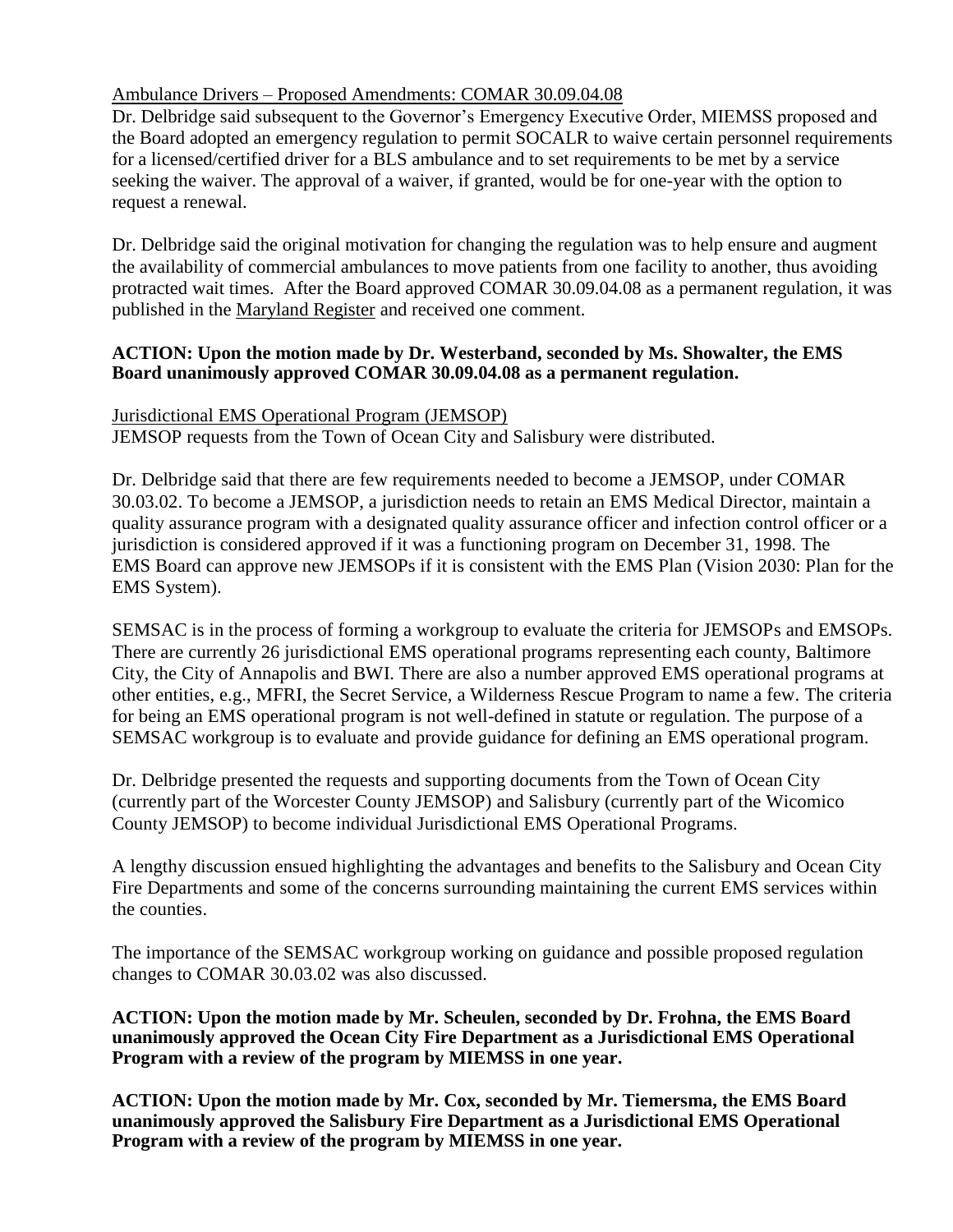Ambulance Drivers – Proposed Amendments: COMAR 30.09.04.08

Dr. Delbridge said subsequent to the Governor's Emergency Executive Order, MIEMSS proposed and the Board adopted an emergency regulation to permit SOCALR to waive certain personnel requirements for a licensed/certified driver for a BLS ambulance and to set requirements to be met by a service seeking the waiver. The approval of a waiver, if granted, would be for one-year with the option to request a renewal.

Dr. Delbridge said the original motivation for changing the regulation was to help ensure and augment the availability of commercial ambulances to move patients from one facility to another, thus avoiding protracted wait times. After the Board approved COMAR 30.09.04.08 as a permanent regulation, it was published in the Maryland Register and received one comment.

**ACTION: Upon the motion made by Dr. Westerband, seconded by Ms. Showalter, the EMS Board unanimously approved COMAR 30.09.04.08 as a permanent regulation.**

Jurisdictional EMS Operational Program (JEMSOP)

JEMSOP requests from the Town of Ocean City and Salisbury were distributed.

Dr. Delbridge said that there are few requirements needed to become a JEMSOP, under COMAR 30.03.02. To become a JEMSOP, a jurisdiction needs to retain an EMS Medical Director, maintain a quality assurance program with a designated quality assurance officer and infection control officer or a jurisdiction is considered approved if it was a functioning program on December 31, 1998. The EMS Board can approve new JEMSOPs if it is consistent with the EMS Plan (Vision 2030: Plan for the EMS System).

SEMSAC is in the process of forming a workgroup to evaluate the criteria for JEMSOPs and EMSOPs. There are currently 26 jurisdictional EMS operational programs representing each county, Baltimore City, the City of Annapolis and BWI. There are also a number approved EMS operational programs at other entities, e.g., MFRI, the Secret Service, a Wilderness Rescue Program to name a few. The criteria for being an EMS operational program is not well-defined in statute or regulation. The purpose of a SEMSAC workgroup is to evaluate and provide guidance for defining an EMS operational program.

Dr. Delbridge presented the requests and supporting documents from the Town of Ocean City (currently part of the Worcester County JEMSOP) and Salisbury (currently part of the Wicomico County JEMSOP) to become individual Jurisdictional EMS Operational Programs.

A lengthy discussion ensued highlighting the advantages and benefits to the Salisbury and Ocean City Fire Departments and some of the concerns surrounding maintaining the current EMS services within the counties.

The importance of the SEMSAC workgroup working on guidance and possible proposed regulation changes to COMAR 30.03.02 was also discussed.

**ACTION: Upon the motion made by Mr. Scheulen, seconded by Dr. Frohna, the EMS Board unanimously approved the Ocean City Fire Department as a Jurisdictional EMS Operational Program with a review of the program by MIEMSS in one year.**

**ACTION: Upon the motion made by Mr. Cox, seconded by Mr. Tiemersma, the EMS Board unanimously approved the Salisbury Fire Department as a Jurisdictional EMS Operational Program with a review of the program by MIEMSS in one year.**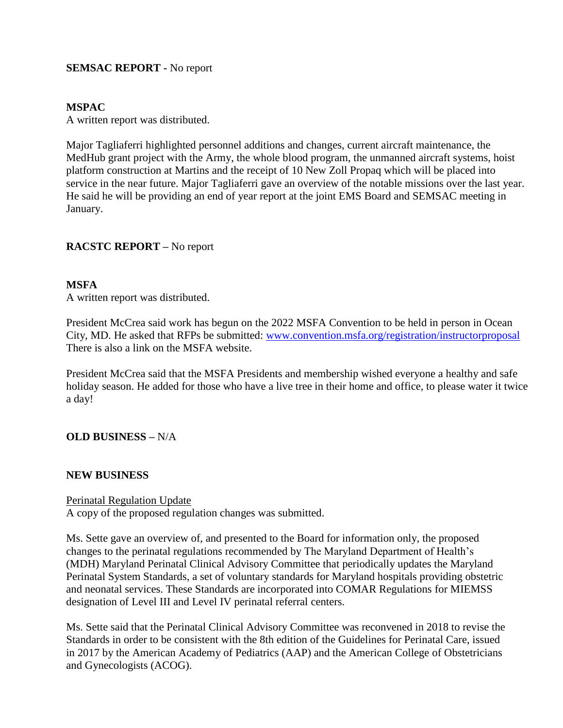**SEMSAC REPORT -** No report

**MSPAC**

A written report was distributed.

Major Tagliaferri highlighted personnel additions and changes, current aircraft maintenance, the MedHub grant project with the Army, the whole blood program, the unmanned aircraft systems, hoist platform construction at Martins and the receipt of 10 New Zoll Propaq which will be placed into service in the near future. Major Tagliaferri gave an overview of the notable missions over the last year. He said he will be providing an end of year report at the joint EMS Board and SEMSAC meeting in January.

**RACSTC REPORT –** No report

**MSFA**

A written report was distributed.

President McCrea said work has begun on the 2022 MSFA Convention to be held in person in Ocean City, MD. He asked that RFPs be submitted: www.convention.msfa.org/registration/instructorproposal There is also a link on the MSFA website.

President McCrea said that the MSFA Presidents and membership wished everyone a healthy and safe holiday season. He added for those who have a live tree in their home and office, to please water it twice a day!

**OLD BUSINESS –** N/A

**NEW BUSINESS**

Perinatal Regulation Update

A copy of the proposed regulation changes was submitted.

Ms. Sette gave an overview of, and presented to the Board for information only, the proposed changes to the perinatal regulations recommended by The Maryland Department of Health's (MDH) Maryland Perinatal Clinical Advisory Committee that periodically updates the Maryland Perinatal System Standards, a set of voluntary standards for Maryland hospitals providing obstetric and neonatal services. These Standards are incorporated into COMAR Regulations for MIEMSS designation of Level III and Level IV perinatal referral centers.

Ms. Sette said that the Perinatal Clinical Advisory Committee was reconvened in 2018 to revise the Standards in order to be consistent with the 8th edition of the Guidelines for Perinatal Care, issued in 2017 by the American Academy of Pediatrics (AAP) and the American College of Obstetricians and Gynecologists (ACOG).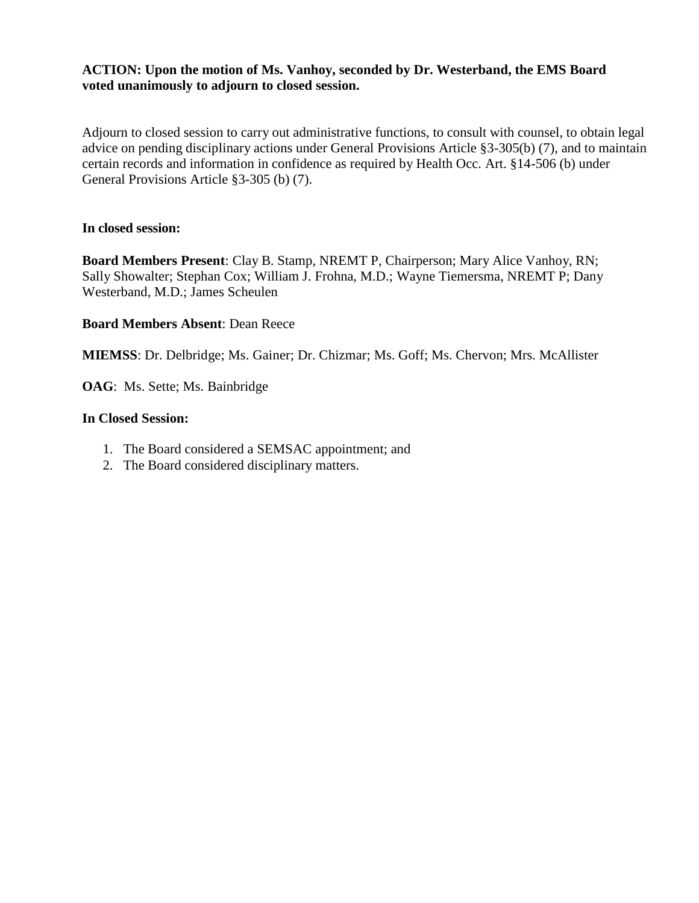**ACTION: Upon the motion of Ms. Vanhoy, seconded by Dr. Westerband, the EMS Board voted unanimously to adjourn to closed session.**

Adjourn to closed session to carry out administrative functions, to consult with counsel, to obtain legal advice on pending disciplinary actions under General Provisions Article §3-305(b) (7), and to maintain certain records and information in confidence as required by Health Occ. Art. §14-506 (b) under General Provisions Article §3-305 (b) (7).

**In closed session:**

**Board Members Present**: Clay B. Stamp, NREMT P, Chairperson; Mary Alice Vanhoy, RN; Sally Showalter; Stephan Cox; William J. Frohna, M.D.; Wayne Tiemersma, NREMT P; Dany Westerband, M.D.; James Scheulen

**Board Members Absent**: Dean Reece

**MIEMSS**: Dr. Delbridge; Ms. Gainer; Dr. Chizmar; Ms. Goff; Ms. Chervon; Mrs. McAllister

**OAG**: Ms. Sette; Ms. Bainbridge

**In Closed Session:**

1. The Board considered a SEMSAC appointment; and
2. The Board considered disciplinary matters.